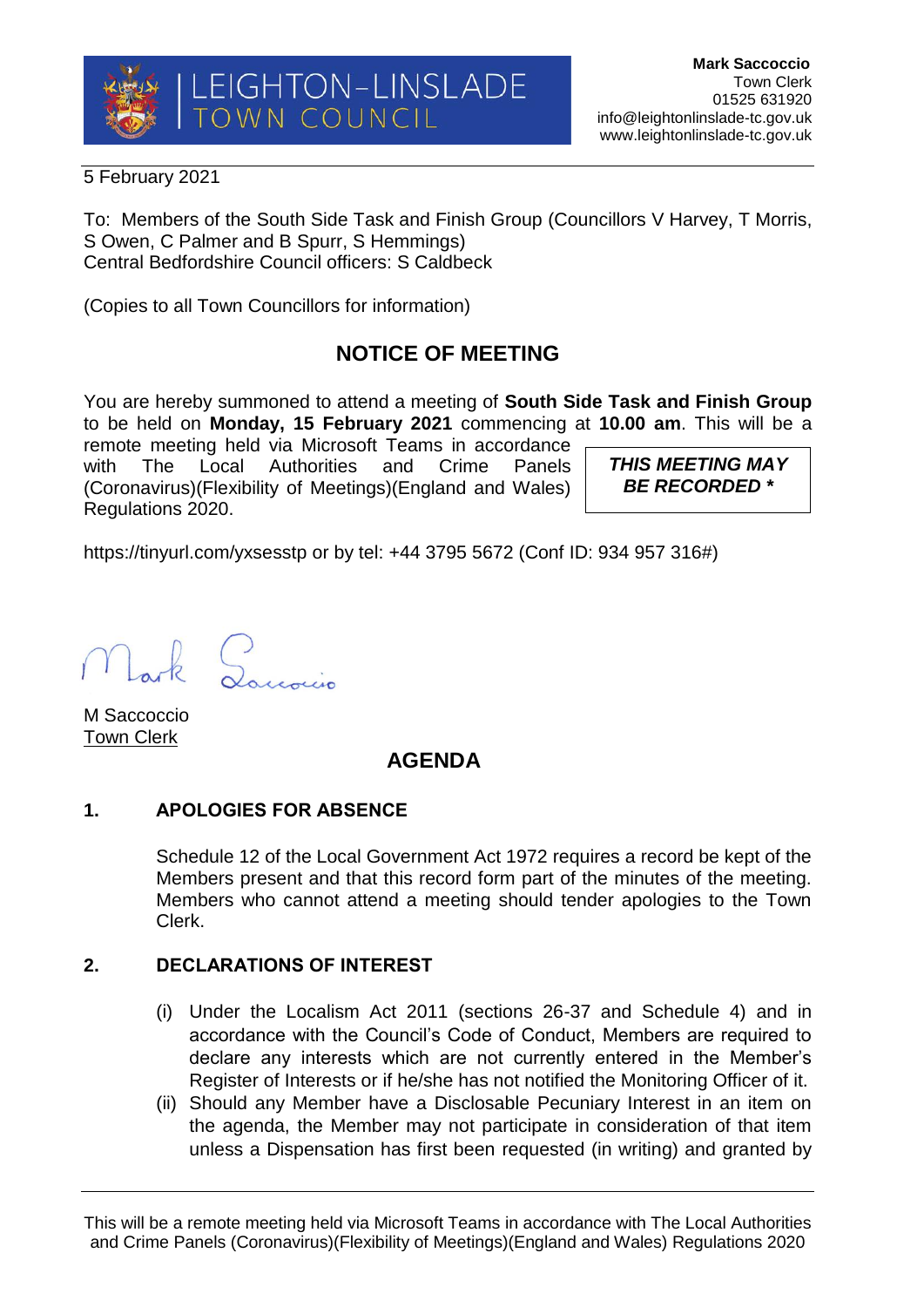LEIGHTON-LINSLADE TOWN COUNCIL

**Mark Saccoccio**
Town Clerk
01525 631920
info@leightonlinslade-tc.gov.uk
www.leightonlinslade-tc.gov.uk

5 February 2021

To: Members of the South Side Task and Finish Group (Councillors V Harvey, T Morris, S Owen, C Palmer and B Spurr, S Hemmings)
Central Bedfordshire Council officers: S Caldbeck

(Copies to all Town Councillors for information)

## NOTICE OF MEETING

You are hereby summoned to attend a meeting of **South Side Task and Finish Group** to be held on **Monday, 15 February 2021** commencing at **10.00 am**. This will be a remote meeting held via Microsoft Teams in accordance with The Local Authorities and Crime Panels (Coronavirus)(Flexibility of Meetings)(England and Wales) Regulations 2020.

***THIS MEETING MAY BE RECORDED \****

https://tinyurl.com/yxsesstp or by tel: +44 3795 5672 (Conf ID: 934 957 316#)

M Saccoccio
Town Clerk

## AGENDA

### 1. APOLOGIES FOR ABSENCE

Schedule 12 of the Local Government Act 1972 requires a record be kept of the Members present and that this record form part of the minutes of the meeting. Members who cannot attend a meeting should tender apologies to the Town Clerk.

### 2. DECLARATIONS OF INTEREST

(i) Under the Localism Act 2011 (sections 26-37 and Schedule 4) and in accordance with the Council's Code of Conduct, Members are required to declare any interests which are not currently entered in the Member's Register of Interests or if he/she has not notified the Monitoring Officer of it.

(ii) Should any Member have a Disclosable Pecuniary Interest in an item on the agenda, the Member may not participate in consideration of that item unless a Dispensation has first been requested (in writing) and granted by

This will be a remote meeting held via Microsoft Teams in accordance with The Local Authorities and Crime Panels (Coronavirus)(Flexibility of Meetings)(England and Wales) Regulations 2020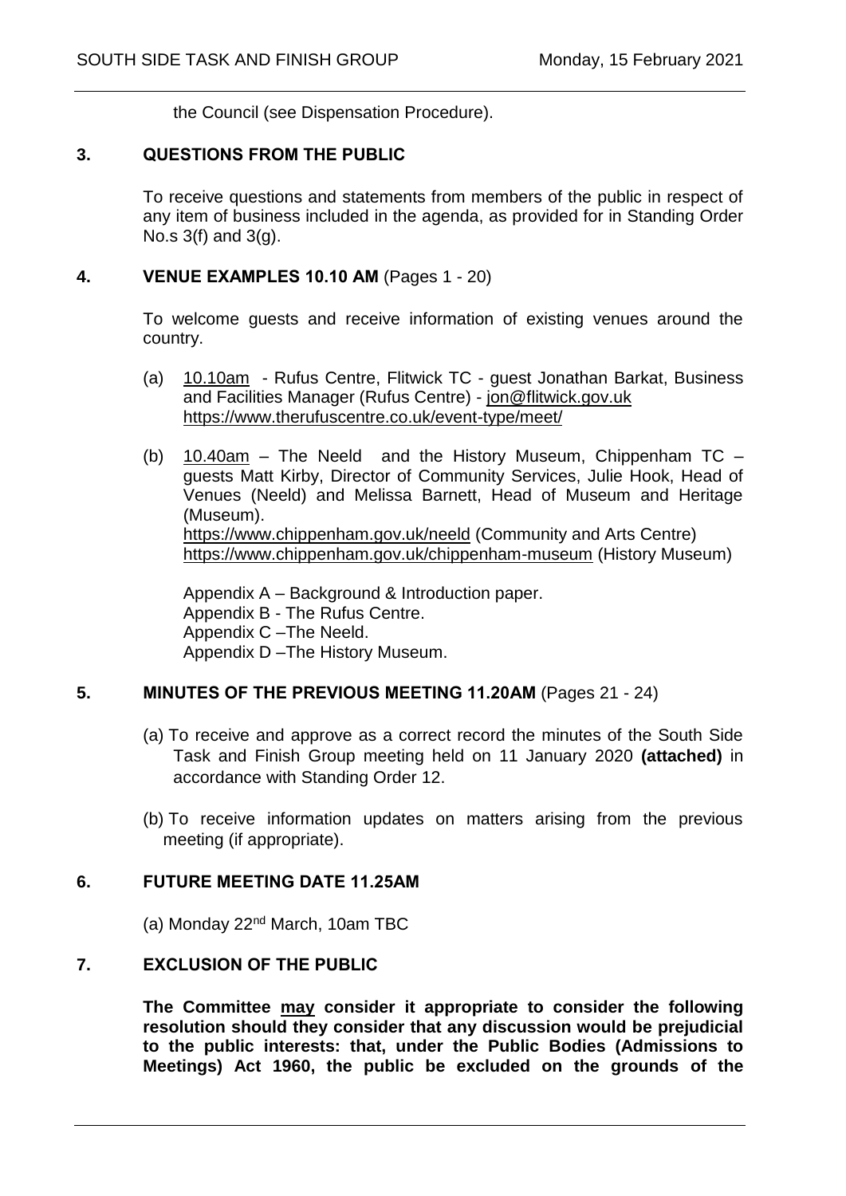the Council (see Dispensation Procedure).

## 3. QUESTIONS FROM THE PUBLIC

To receive questions and statements from members of the public in respect of any item of business included in the agenda, as provided for in Standing Order No.s 3(f) and 3(g).

## 4. VENUE EXAMPLES 10.10 AM (Pages 1 - 20)

To welcome guests and receive information of existing venues around the country.

(a) 10.10am - Rufus Centre, Flitwick TC - guest Jonathan Barkat, Business and Facilities Manager (Rufus Centre) - jon@flitwick.gov.uk https://www.therufuscentre.co.uk/event-type/meet/

(b) 10.40am – The Neeld and the History Museum, Chippenham TC – guests Matt Kirby, Director of Community Services, Julie Hook, Head of Venues (Neeld) and Melissa Barnett, Head of Museum and Heritage (Museum).
https://www.chippenham.gov.uk/neeld (Community and Arts Centre)
https://www.chippenham.gov.uk/chippenham-museum (History Museum)

Appendix A – Background & Introduction paper.
Appendix B - The Rufus Centre.
Appendix C –The Neeld.
Appendix D –The History Museum.

## 5. MINUTES OF THE PREVIOUS MEETING 11.20AM (Pages 21 - 24)

(a) To receive and approve as a correct record the minutes of the South Side Task and Finish Group meeting held on 11 January 2020 **(attached)** in accordance with Standing Order 12.

(b) To receive information updates on matters arising from the previous meeting (if appropriate).

## 6. FUTURE MEETING DATE 11.25AM

(a) Monday 22nd March, 10am TBC

## 7. EXCLUSION OF THE PUBLIC

**The Committee may consider it appropriate to consider the following resolution should they consider that any discussion would be prejudicial to the public interests: that, under the Public Bodies (Admissions to Meetings) Act 1960, the public be excluded on the grounds of the**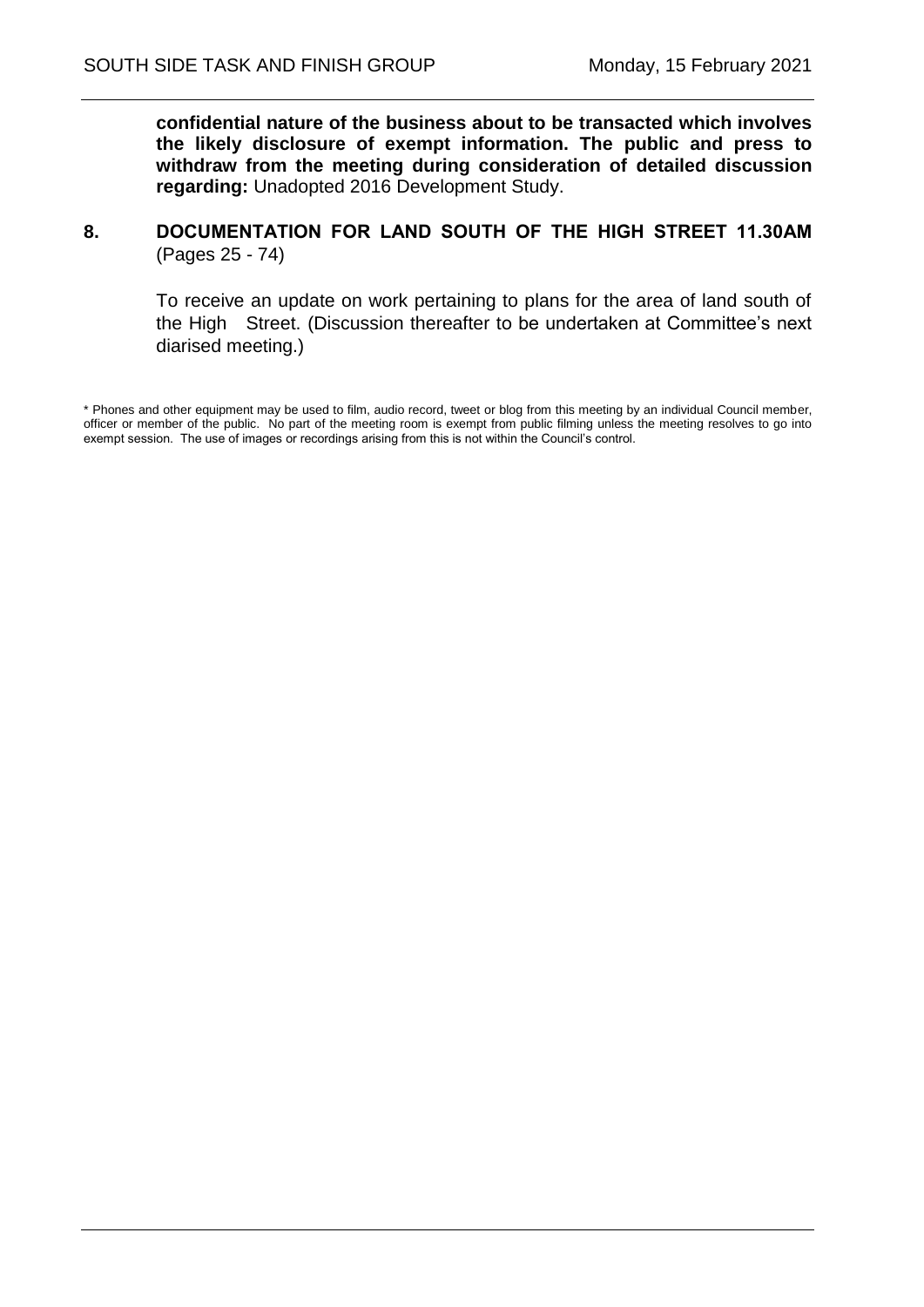**confidential nature of the business about to be transacted which involves the likely disclosure of exempt information. The public and press to withdraw from the meeting during consideration of detailed discussion regarding:** Unadopted 2016 Development Study.

**8. DOCUMENTATION FOR LAND SOUTH OF THE HIGH STREET 11.30AM** (Pages 25 - 74)

To receive an update on work pertaining to plans for the area of land south of the High Street. (Discussion thereafter to be undertaken at Committee's next diarised meeting.)

* Phones and other equipment may be used to film, audio record, tweet or blog from this meeting by an individual Council member, officer or member of the public. No part of the meeting room is exempt from public filming unless the meeting resolves to go into exempt session. The use of images or recordings arising from this is not within the Council's control.